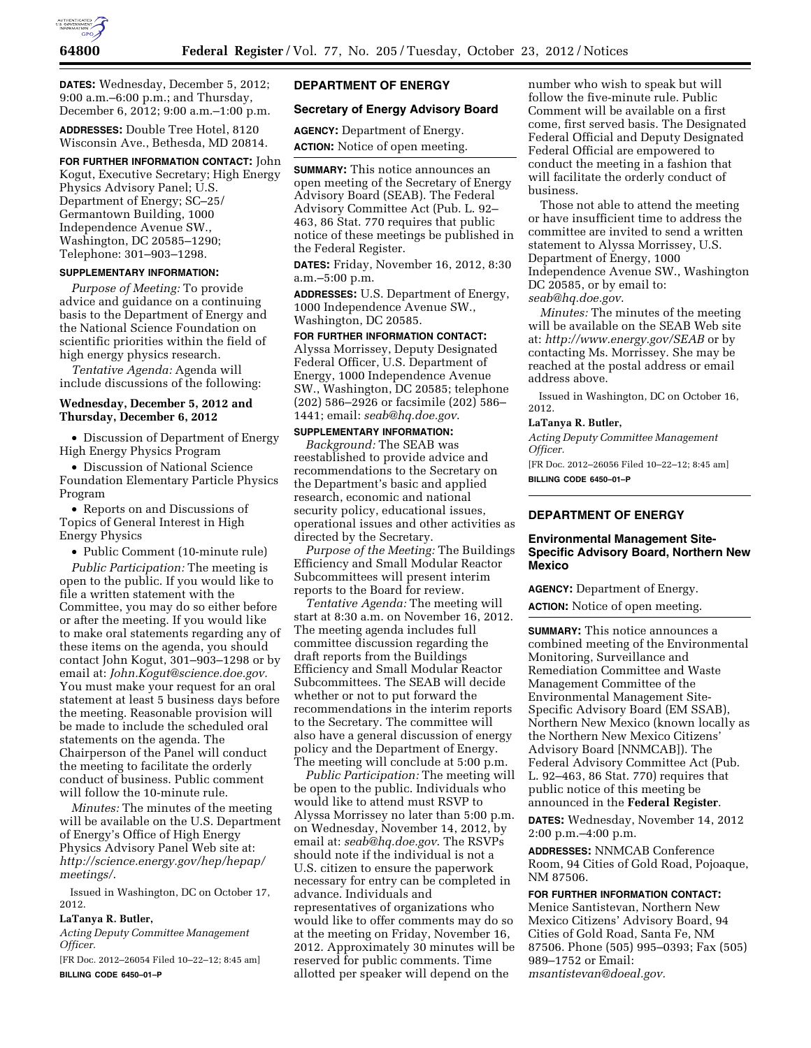**DATES:** Wednesday, December 5, 2012; 9:00 a.m.–6:00 p.m.; and Thursday, December 6, 2012; 9:00 a.m.–1:00 p.m.

**ADDRESSES:** Double Tree Hotel, 8120 Wisconsin Ave., Bethesda, MD 20814.

**FOR FURTHER INFORMATION CONTACT:** John Kogut, Executive Secretary; High Energy Physics Advisory Panel; U.S. Department of Energy; SC–25/ Germantown Building, 1000 Independence Avenue SW., Washington, DC 20585–1290; Telephone: 301–903–1298.

**SUPPLEMENTARY INFORMATION:**

*Purpose of Meeting:* To provide advice and guidance on a continuing basis to the Department of Energy and the National Science Foundation on scientific priorities within the field of high energy physics research.

*Tentative Agenda:* Agenda will include discussions of the following:

**Wednesday, December 5, 2012 and Thursday, December 6, 2012**

- Discussion of Department of Energy High Energy Physics Program
- Discussion of National Science Foundation Elementary Particle Physics Program
- Reports on and Discussions of Topics of General Interest in High Energy Physics
- Public Comment (10-minute rule)

*Public Participation:* The meeting is open to the public. If you would like to file a written statement with the Committee, you may do so either before or after the meeting. If you would like to make oral statements regarding any of these items on the agenda, you should contact John Kogut, 301–903–1298 or by email at: *John.Kogut@science.doe.gov.* You must make your request for an oral statement at least 5 business days before the meeting. Reasonable provision will be made to include the scheduled oral statements on the agenda. The Chairperson of the Panel will conduct the meeting to facilitate the orderly conduct of business. Public comment will follow the 10-minute rule.

*Minutes:* The minutes of the meeting will be available on the U.S. Department of Energy's Office of High Energy Physics Advisory Panel Web site at: *http://science.energy.gov/hep/hepap/meetings/.*

Issued in Washington, DC on October 17, 2012.

**LaTanya R. Butler,**

*Acting Deputy Committee Management Officer.*

[FR Doc. 2012–26054 Filed 10–22–12; 8:45 am]

**BILLING CODE 6450–01–P**

## DEPARTMENT OF ENERGY

### Secretary of Energy Advisory Board

**AGENCY:** Department of Energy.

**ACTION:** Notice of open meeting.

**SUMMARY:** This notice announces an open meeting of the Secretary of Energy Advisory Board (SEAB). The Federal Advisory Committee Act (Pub. L. 92–463, 86 Stat. 770 requires that public notice of these meetings be published in the Federal Register.

**DATES:** Friday, November 16, 2012, 8:30 a.m.–5:00 p.m.

**ADDRESSES:** U.S. Department of Energy, 1000 Independence Avenue SW., Washington, DC 20585.

**FOR FURTHER INFORMATION CONTACT:** Alyssa Morrissey, Deputy Designated Federal Officer, U.S. Department of Energy, 1000 Independence Avenue SW., Washington, DC 20585; telephone (202) 586–2926 or facsimile (202) 586–1441; email: *seab@hq.doe.gov*.

**SUPPLEMENTARY INFORMATION:**

*Background:* The SEAB was reestablished to provide advice and recommendations to the Secretary on the Department's basic and applied research, economic and national security policy, educational issues, operational issues and other activities as directed by the Secretary.

*Purpose of the Meeting:* The Buildings Efficiency and Small Modular Reactor Subcommittees will present interim reports to the Board for review.

*Tentative Agenda:* The meeting will start at 8:30 a.m. on November 16, 2012. The meeting agenda includes full committee discussion regarding the draft reports from the Buildings Efficiency and Small Modular Reactor Subcommittees. The SEAB will decide whether or not to put forward the recommendations in the interim reports to the Secretary. The committee will also have a general discussion of energy policy and the Department of Energy. The meeting will conclude at 5:00 p.m.

*Public Participation:* The meeting will be open to the public. Individuals who would like to attend must RSVP to Alyssa Morrissey no later than 5:00 p.m. on Wednesday, November 14, 2012, by email at: *seab@hq.doe.gov*. The RSVPs should note if the individual is not a U.S. citizen to ensure the paperwork necessary for entry can be completed in advance. Individuals and representatives of organizations who would like to offer comments may do so at the meeting on Friday, November 16, 2012. Approximately 30 minutes will be reserved for public comments. Time allotted per speaker will depend on the number who wish to speak but will follow the five-minute rule. Public Comment will be available on a first come, first served basis. The Designated Federal Official and Deputy Designated Federal Official are empowered to conduct the meeting in a fashion that will facilitate the orderly conduct of business.

Those not able to attend the meeting or have insufficient time to address the committee are invited to send a written statement to Alyssa Morrissey, U.S. Department of Energy, 1000 Independence Avenue SW., Washington DC 20585, or by email to: *seab@hq.doe.gov*.

*Minutes:* The minutes of the meeting will be available on the SEAB Web site at: *http://www.energy.gov/SEAB* or by contacting Ms. Morrissey. She may be reached at the postal address or email address above.

Issued in Washington, DC on October 16, 2012.

**LaTanya R. Butler,**

*Acting Deputy Committee Management Officer.*

[FR Doc. 2012–26056 Filed 10–22–12; 8:45 am]

**BILLING CODE 6450–01–P**

## DEPARTMENT OF ENERGY

### Environmental Management Site-Specific Advisory Board, Northern New Mexico

**AGENCY:** Department of Energy.

**ACTION:** Notice of open meeting.

**SUMMARY:** This notice announces a combined meeting of the Environmental Monitoring, Surveillance and Remediation Committee and Waste Management Committee of the Environmental Management Site-Specific Advisory Board (EM SSAB), Northern New Mexico (known locally as the Northern New Mexico Citizens' Advisory Board [NNMCAB]). The Federal Advisory Committee Act (Pub. L. 92–463, 86 Stat. 770) requires that public notice of this meeting be announced in the **Federal Register**.

**DATES:** Wednesday, November 14, 2012 2:00 p.m.–4:00 p.m.

**ADDRESSES:** NNMCAB Conference Room, 94 Cities of Gold Road, Pojoaque, NM 87506.

**FOR FURTHER INFORMATION CONTACT:** Menice Santistevan, Northern New Mexico Citizens' Advisory Board, 94 Cities of Gold Road, Santa Fe, NM 87506. Phone (505) 995–0393; Fax (505) 989–1752 or Email: *msantistevan@doeal.gov.*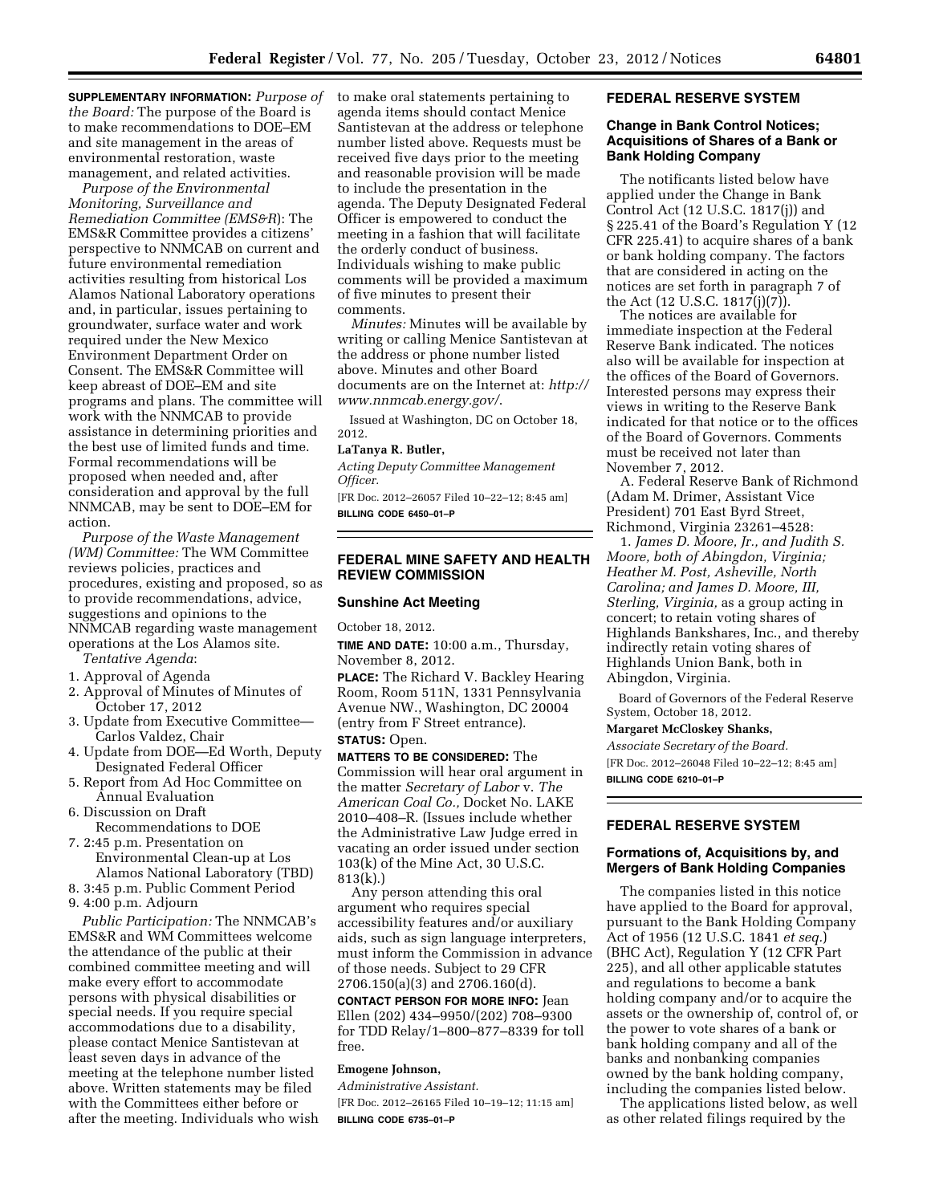**SUPPLEMENTARY INFORMATION:** *Purpose of the Board:* The purpose of the Board is to make recommendations to DOE–EM and site management in the areas of environmental restoration, waste management, and related activities.

*Purpose of the Environmental Monitoring, Surveillance and Remediation Committee (EMS&R)*: The EMS&R Committee provides a citizens' perspective to NNMCAB on current and future environmental remediation activities resulting from historical Los Alamos National Laboratory operations and, in particular, issues pertaining to groundwater, surface water and work required under the New Mexico Environment Department Order on Consent. The EMS&R Committee will keep abreast of DOE–EM and site programs and plans. The committee will work with the NNMCAB to provide assistance in determining priorities and the best use of limited funds and time. Formal recommendations will be proposed when needed and, after consideration and approval by the full NNMCAB, may be sent to DOE–EM for action.

*Purpose of the Waste Management (WM) Committee:* The WM Committee reviews policies, practices and procedures, existing and proposed, so as to provide recommendations, advice, suggestions and opinions to the NNMCAB regarding waste management operations at the Los Alamos site.

*Tentative Agenda*:

1. Approval of Agenda
2. Approval of Minutes of Minutes of October 17, 2012
3. Update from Executive Committee—Carlos Valdez, Chair
4. Update from DOE—Ed Worth, Deputy Designated Federal Officer
5. Report from Ad Hoc Committee on Annual Evaluation
6. Discussion on Draft Recommendations to DOE
7. 2:45 p.m. Presentation on Environmental Clean-up at Los Alamos National Laboratory (TBD)
8. 3:45 p.m. Public Comment Period
9. 4:00 p.m. Adjourn

*Public Participation:* The NNMCAB's EMS&R and WM Committees welcome the attendance of the public at their combined committee meeting and will make every effort to accommodate persons with physical disabilities or special needs. If you require special accommodations due to a disability, please contact Menice Santistevan at least seven days in advance of the meeting at the telephone number listed above. Written statements may be filed with the Committees either before or after the meeting. Individuals who wish to make oral statements pertaining to agenda items should contact Menice Santistevan at the address or telephone number listed above. Requests must be received five days prior to the meeting and reasonable provision will be made to include the presentation in the agenda. The Deputy Designated Federal Officer is empowered to conduct the meeting in a fashion that will facilitate the orderly conduct of business. Individuals wishing to make public comments will be provided a maximum of five minutes to present their comments.

*Minutes:* Minutes will be available by writing or calling Menice Santistevan at the address or phone number listed above. Minutes and other Board documents are on the Internet at: *http://www.nnmcab.energy.gov/.*

Issued at Washington, DC on October 18, 2012.

**LaTanya R. Butler,**

*Acting Deputy Committee Management Officer.*

[FR Doc. 2012–26057 Filed 10–22–12; 8:45 am]

**BILLING CODE 6450–01–P**

## FEDERAL MINE SAFETY AND HEALTH REVIEW COMMISSION

### Sunshine Act Meeting

October 18, 2012.

**TIME AND DATE:** 10:00 a.m., Thursday, November 8, 2012.

**PLACE:** The Richard V. Backley Hearing Room, Room 511N, 1331 Pennsylvania Avenue NW., Washington, DC 20004 (entry from F Street entrance).

**STATUS:** Open.

**MATTERS TO BE CONSIDERED:** The Commission will hear oral argument in the matter *Secretary of Labor* v. *The American Coal Co.,* Docket No. LAKE 2010–408–R. (Issues include whether the Administrative Law Judge erred in vacating an order issued under section 103(k) of the Mine Act, 30 U.S.C. 813(k).)

Any person attending this oral argument who requires special accessibility features and/or auxiliary aids, such as sign language interpreters, must inform the Commission in advance of those needs. Subject to 29 CFR 2706.150(a)(3) and 2706.160(d).

**CONTACT PERSON FOR MORE INFO:** Jean Ellen (202) 434–9950/(202) 708–9300 for TDD Relay/1–800–877–8339 for toll free.

**Emogene Johnson,**

*Administrative Assistant.*

[FR Doc. 2012–26165 Filed 10–19–12; 11:15 am]

**BILLING CODE 6735–01–P**

## FEDERAL RESERVE SYSTEM

### Change in Bank Control Notices; Acquisitions of Shares of a Bank or Bank Holding Company

The notificants listed below have applied under the Change in Bank Control Act (12 U.S.C. 1817(j)) and § 225.41 of the Board's Regulation Y (12 CFR 225.41) to acquire shares of a bank or bank holding company. The factors that are considered in acting on the notices are set forth in paragraph 7 of the Act (12 U.S.C. 1817(j)(7)).

The notices are available for immediate inspection at the Federal Reserve Bank indicated. The notices also will be available for inspection at the offices of the Board of Governors. Interested persons may express their views in writing to the Reserve Bank indicated for that notice or to the offices of the Board of Governors. Comments must be received not later than November 7, 2012.

A. Federal Reserve Bank of Richmond (Adam M. Drimer, Assistant Vice President) 701 East Byrd Street, Richmond, Virginia 23261–4528:

1. *James D. Moore, Jr., and Judith S. Moore, both of Abingdon, Virginia; Heather M. Post, Asheville, North Carolina; and James D. Moore, III, Sterling, Virginia,* as a group acting in concert; to retain voting shares of Highlands Bankshares, Inc., and thereby indirectly retain voting shares of Highlands Union Bank, both in Abingdon, Virginia.

Board of Governors of the Federal Reserve System, October 18, 2012.

**Margaret McCloskey Shanks,**

*Associate Secretary of the Board.*

[FR Doc. 2012–26048 Filed 10–22–12; 8:45 am]

**BILLING CODE 6210–01–P**

## FEDERAL RESERVE SYSTEM

### Formations of, Acquisitions by, and Mergers of Bank Holding Companies

The companies listed in this notice have applied to the Board for approval, pursuant to the Bank Holding Company Act of 1956 (12 U.S.C. 1841 *et seq.*) (BHC Act), Regulation Y (12 CFR Part 225), and all other applicable statutes and regulations to become a bank holding company and/or to acquire the assets or the ownership of, control of, or the power to vote shares of a bank or bank holding company and all of the banks and nonbanking companies owned by the bank holding company, including the companies listed below.

The applications listed below, as well as other related filings required by the